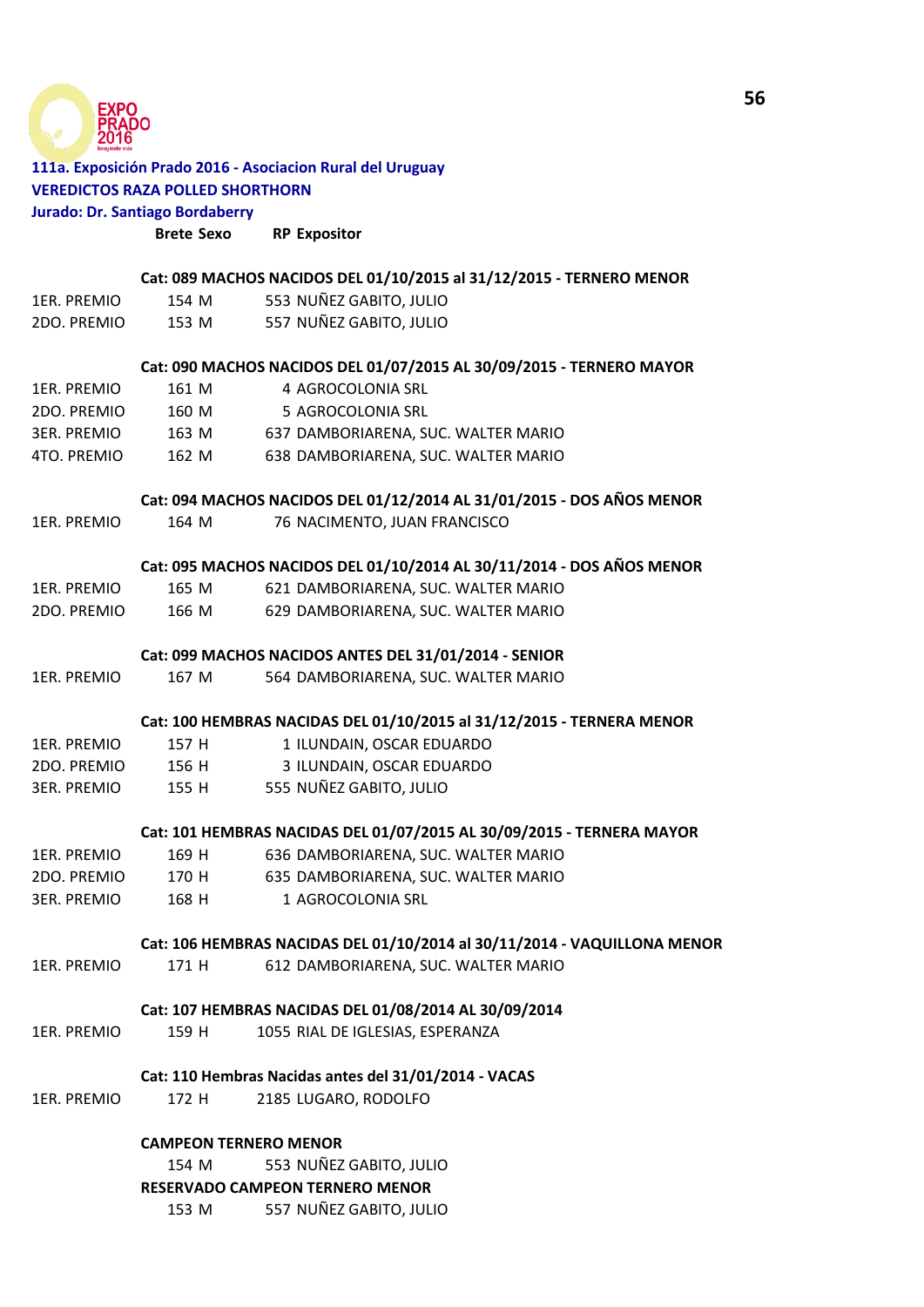EXPO PRADO 2016

**111a. Exposición Prado 2016 - Asociacion Rural del Uruguay**

**VEREDICTOS RAZA POLLED SHORTHORN**

**Jurado: Dr. Santiago Bordaberry**

| | Brete | Sexo | RP | Expositor |
|---|---|---|---|---|
| | | | | **Cat: 089 MACHOS NACIDOS DEL 01/10/2015 al 31/12/2015 - TERNERO MENOR** |
| 1ER. PREMIO | 154 | M | 553 | NUÑEZ GABITO, JULIO |
| 2DO. PREMIO | 153 | M | 557 | NUÑEZ GABITO, JULIO |
| | | | | **Cat: 090 MACHOS NACIDOS DEL 01/07/2015 AL 30/09/2015 - TERNERO MAYOR** |
| 1ER. PREMIO | 161 | M | 4 | AGROCOLONIA SRL |
| 2DO. PREMIO | 160 | M | 5 | AGROCOLONIA SRL |
| 3ER. PREMIO | 163 | M | 637 | DAMBORIARENA, SUC. WALTER MARIO |
| 4TO. PREMIO | 162 | M | 638 | DAMBORIARENA, SUC. WALTER MARIO |
| | | | | **Cat: 094 MACHOS NACIDOS DEL 01/12/2014 AL 31/01/2015 - DOS AÑOS MENOR** |
| 1ER. PREMIO | 164 | M | 76 | NACIMENTO, JUAN FRANCISCO |
| | | | | **Cat: 095 MACHOS NACIDOS DEL 01/10/2014 AL 30/11/2014 - DOS AÑOS MENOR** |
| 1ER. PREMIO | 165 | M | 621 | DAMBORIARENA, SUC. WALTER MARIO |
| 2DO. PREMIO | 166 | M | 629 | DAMBORIARENA, SUC. WALTER MARIO |
| | | | | **Cat: 099 MACHOS NACIDOS ANTES DEL 31/01/2014 - SENIOR** |
| 1ER. PREMIO | 167 | M | 564 | DAMBORIARENA, SUC. WALTER MARIO |
| | | | | **Cat: 100 HEMBRAS NACIDAS DEL 01/10/2015 al 31/12/2015 - TERNERA MENOR** |
| 1ER. PREMIO | 157 | H | 1 | ILUNDAIN, OSCAR EDUARDO |
| 2DO. PREMIO | 156 | H | 3 | ILUNDAIN, OSCAR EDUARDO |
| 3ER. PREMIO | 155 | H | 555 | NUÑEZ GABITO, JULIO |
| | | | | **Cat: 101 HEMBRAS NACIDAS DEL 01/07/2015 AL 30/09/2015 - TERNERA MAYOR** |
| 1ER. PREMIO | 169 | H | 636 | DAMBORIARENA, SUC. WALTER MARIO |
| 2DO. PREMIO | 170 | H | 635 | DAMBORIARENA, SUC. WALTER MARIO |
| 3ER. PREMIO | 168 | H | 1 | AGROCOLONIA SRL |
| | | | | **Cat: 106 HEMBRAS NACIDAS DEL 01/10/2014 al 30/11/2014 - VAQUILLONA MENOR** |
| 1ER. PREMIO | 171 | H | 612 | DAMBORIARENA, SUC. WALTER MARIO |
| | | | | **Cat: 107 HEMBRAS NACIDAS DEL 01/08/2014 AL 30/09/2014** |
| 1ER. PREMIO | 159 | H | 1055 | RIAL DE IGLESIAS, ESPERANZA |
| | | | | **Cat: 110 Hembras Nacidas antes del 31/01/2014 - VACAS** |
| 1ER. PREMIO | 172 | H | 2185 | LUGARO, RODOLFO |

**CAMPEON TERNERO MENOR**

| Brete | Sexo | RP | Expositor |
|---|---|---|---|
| 154 | M | 553 | NUÑEZ GABITO, JULIO |

**RESERVADO CAMPEON TERNERO MENOR**

| Brete | Sexo | RP | Expositor |
|---|---|---|---|
| 153 | M | 557 | NUÑEZ GABITO, JULIO |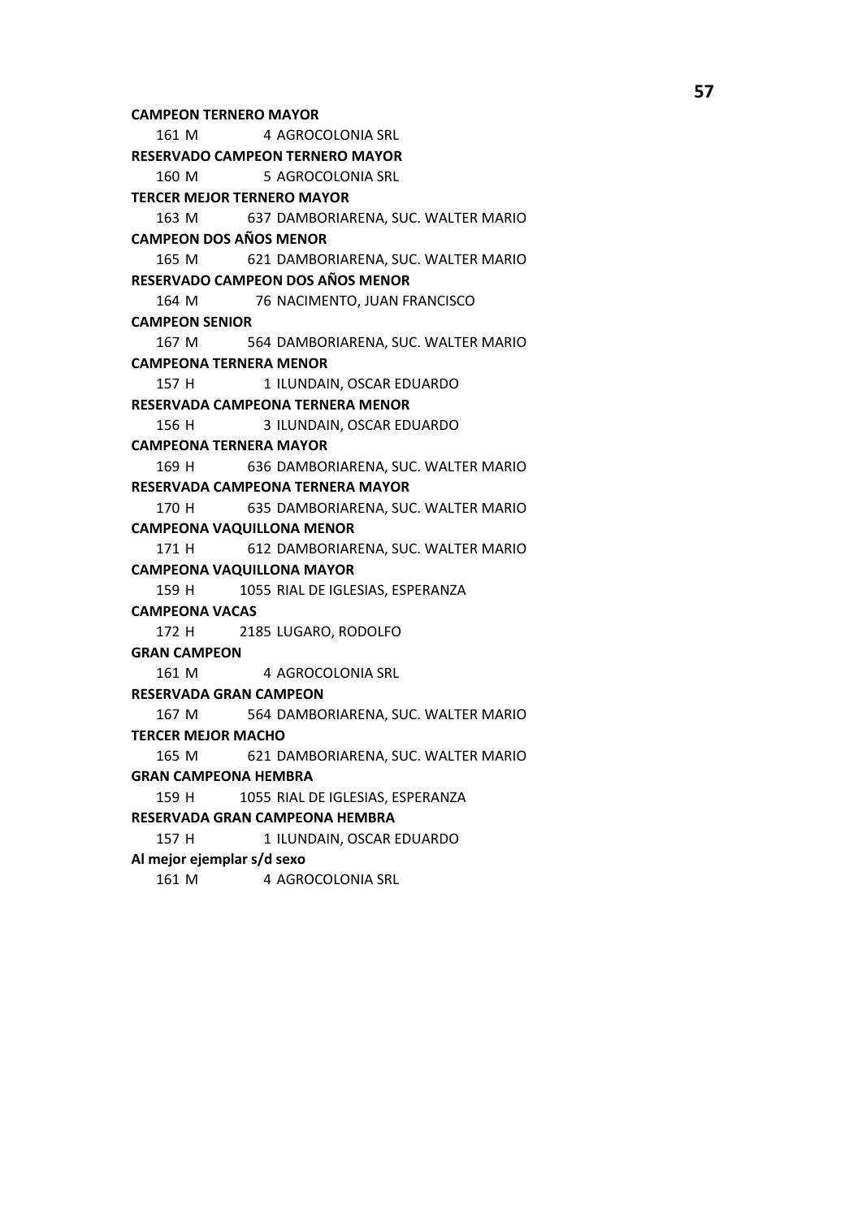**CAMPEON TERNERO MAYOR**

161 M 4 AGROCOLONIA SRL

**RESERVADO CAMPEON TERNERO MAYOR**

160 M 5 AGROCOLONIA SRL

**TERCER MEJOR TERNERO MAYOR**

163 M 637 DAMBORIARENA, SUC. WALTER MARIO

**CAMPEON DOS AÑOS MENOR**

165 M 621 DAMBORIARENA, SUC. WALTER MARIO

**RESERVADO CAMPEON DOS AÑOS MENOR**

164 M 76 NACIMENTO, JUAN FRANCISCO

**CAMPEON SENIOR**

167 M 564 DAMBORIARENA, SUC. WALTER MARIO

**CAMPEONA TERNERA MENOR**

157 H 1 ILUNDAIN, OSCAR EDUARDO

**RESERVADA CAMPEONA TERNERA MENOR**

156 H 3 ILUNDAIN, OSCAR EDUARDO

**CAMPEONA TERNERA MAYOR**

169 H 636 DAMBORIARENA, SUC. WALTER MARIO

**RESERVADA CAMPEONA TERNERA MAYOR**

170 H 635 DAMBORIARENA, SUC. WALTER MARIO

**CAMPEONA VAQUILLONA MENOR**

171 H 612 DAMBORIARENA, SUC. WALTER MARIO

**CAMPEONA VAQUILLONA MAYOR**

159 H 1055 RIAL DE IGLESIAS, ESPERANZA

**CAMPEONA VACAS**

172 H 2185 LUGARO, RODOLFO

**GRAN CAMPEON**

161 M 4 AGROCOLONIA SRL

**RESERVADA GRAN CAMPEON**

167 M 564 DAMBORIARENA, SUC. WALTER MARIO

**TERCER MEJOR MACHO**

165 M 621 DAMBORIARENA, SUC. WALTER MARIO

**GRAN CAMPEONA HEMBRA**

159 H 1055 RIAL DE IGLESIAS, ESPERANZA

**RESERVADA GRAN CAMPEONA HEMBRA**

157 H 1 ILUNDAIN, OSCAR EDUARDO

**Al mejor ejemplar s/d sexo**

161 M 4 AGROCOLONIA SRL